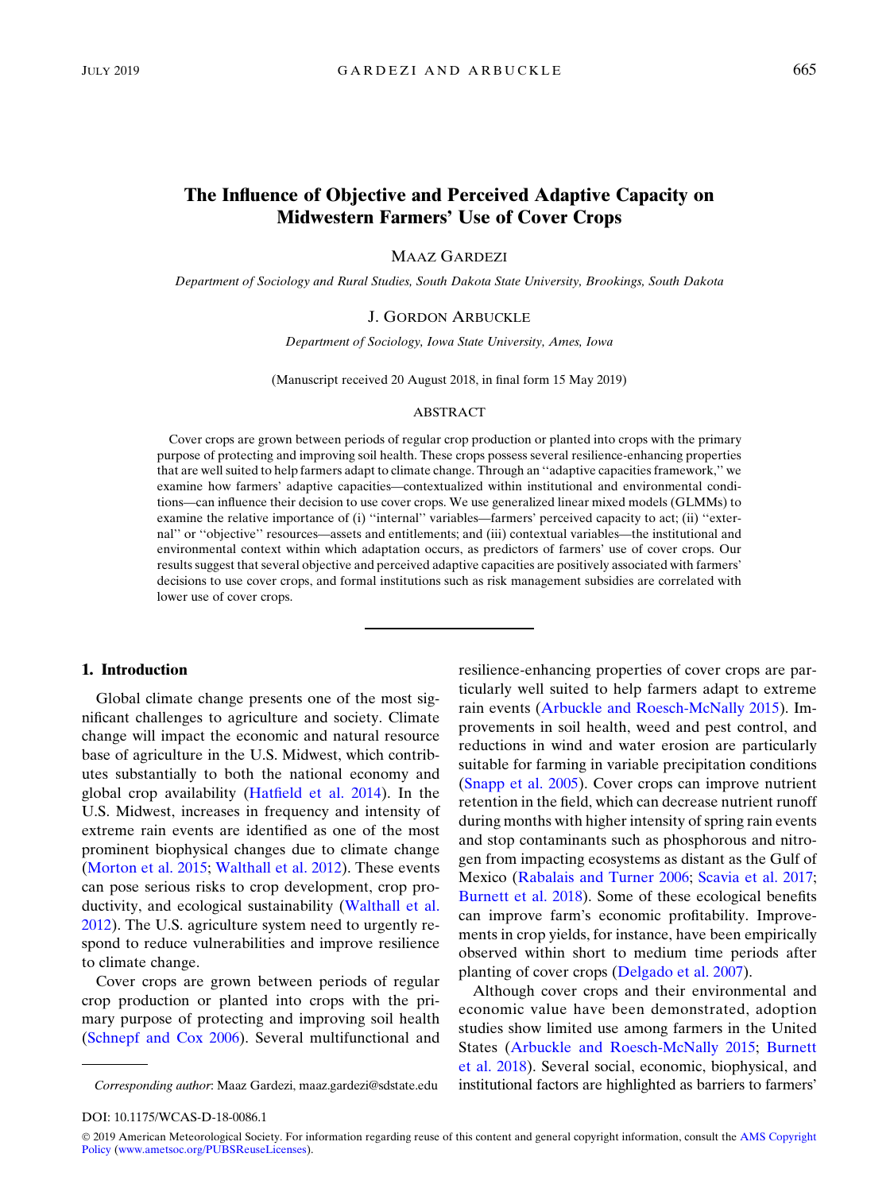# The Influence of Objective and Perceived Adaptive Capacity on Midwestern Farmers' Use of Cover Crops

MAAZ GARDEZI

*Department of Sociology and Rural Studies, South Dakota State University, Brookings, South Dakota*

J. GORDON ARBUCKLE

*Department of Sociology, Iowa State University, Ames, Iowa*

(Manuscript received 20 August 2018, in final form 15 May 2019)

ABSTRACT

Cover crops are grown between periods of regular crop production or planted into crops with the primary purpose of protecting and improving soil health. These crops possess several resilience-enhancing properties that are well suited to help farmers adapt to climate change. Through an ''adaptive capacities framework,'' we examine how farmers' adaptive capacities—contextualized within institutional and environmental conditions—can influence their decision to use cover crops. We use generalized linear mixed models (GLMMs) to examine the relative importance of (i) ''internal'' variables—farmers' perceived capacity to act; (ii) ''external'' or ''objective'' resources—assets and entitlements; and (iii) contextual variables—the institutional and environmental context within which adaptation occurs, as predictors of farmers' use of cover crops. Our results suggest that several objective and perceived adaptive capacities are positively associated with farmers' decisions to use cover crops, and formal institutions such as risk management subsidies are correlated with lower use of cover crops.

## 1. Introduction

Global climate change presents one of the most significant challenges to agriculture and society. Climate change will impact the economic and natural resource base of agriculture in the U.S. Midwest, which contributes substantially to both the national economy and global crop availability (Hatfield et al. 2014). In the U.S. Midwest, increases in frequency and intensity of extreme rain events are identified as one of the most prominent biophysical changes due to climate change (Morton et al. 2015; Walthall et al. 2012). These events can pose serious risks to crop development, crop productivity, and ecological sustainability (Walthall et al. 2012). The U.S. agriculture system need to urgently respond to reduce vulnerabilities and improve resilience to climate change.

Cover crops are grown between periods of regular crop production or planted into crops with the primary purpose of protecting and improving soil health (Schnepf and Cox 2006). Several multifunctional and resilience-enhancing properties of cover crops are particularly well suited to help farmers adapt to extreme rain events (Arbuckle and Roesch-McNally 2015). Improvements in soil health, weed and pest control, and reductions in wind and water erosion are particularly suitable for farming in variable precipitation conditions (Snapp et al. 2005). Cover crops can improve nutrient retention in the field, which can decrease nutrient runoff during months with higher intensity of spring rain events and stop contaminants such as phosphorous and nitrogen from impacting ecosystems as distant as the Gulf of Mexico (Rabalais and Turner 2006; Scavia et al. 2017; Burnett et al. 2018). Some of these ecological benefits can improve farm's economic profitability. Improvements in crop yields, for instance, have been empirically observed within short to medium time periods after planting of cover crops (Delgado et al. 2007).

Although cover crops and their environmental and economic value have been demonstrated, adoption studies show limited use among farmers in the United States (Arbuckle and Roesch-McNally 2015; Burnett et al. 2018). Several social, economic, biophysical, and institutional factors are highlighted as barriers to farmers'

*Corresponding author*: Maaz Gardezi, maaz.gardezi@sdstate.edu

DOI: 10.1175/WCAS-D-18-0086.1

© 2019 American Meteorological Society. For information regarding reuse of this content and general copyright information, consult the AMS Copyright Policy (www.ametsoc.org/PUBSReuseLicenses).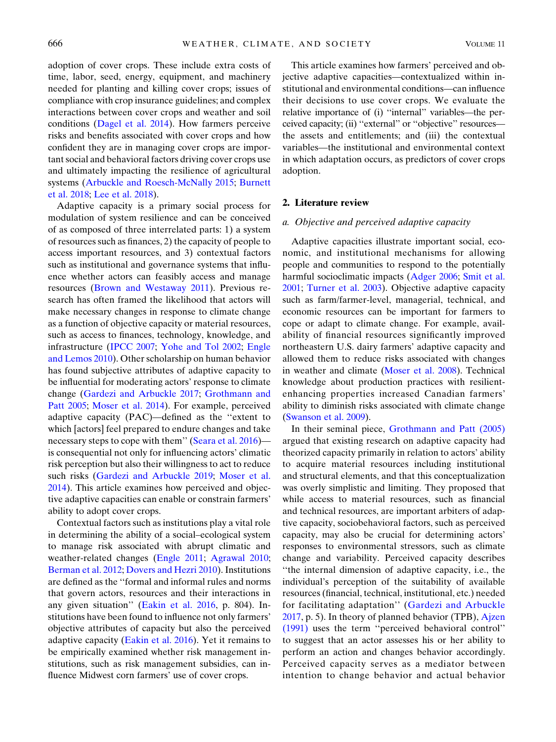adoption of cover crops. These include extra costs of time, labor, seed, energy, equipment, and machinery needed for planting and killing cover crops; issues of compliance with crop insurance guidelines; and complex interactions between cover crops and weather and soil conditions (Dagel et al. 2014). How farmers perceive risks and benefits associated with cover crops and how confident they are in managing cover crops are important social and behavioral factors driving cover crops use and ultimately impacting the resilience of agricultural systems (Arbuckle and Roesch-McNally 2015; Burnett et al. 2018; Lee et al. 2018).

Adaptive capacity is a primary social process for modulation of system resilience and can be conceived of as composed of three interrelated parts: 1) a system of resources such as finances, 2) the capacity of people to access important resources, and 3) contextual factors such as institutional and governance systems that influence whether actors can feasibly access and manage resources (Brown and Westaway 2011). Previous research has often framed the likelihood that actors will make necessary changes in response to climate change as a function of objective capacity or material resources, such as access to finances, technology, knowledge, and infrastructure (IPCC 2007; Yohe and Tol 2002; Engle and Lemos 2010). Other scholarship on human behavior has found subjective attributes of adaptive capacity to be influential for moderating actors' response to climate change (Gardezi and Arbuckle 2017; Grothmann and Patt 2005; Moser et al. 2014). For example, perceived adaptive capacity (PAC)—defined as the ''extent to which [actors] feel prepared to endure changes and take necessary steps to cope with them'' (Seara et al. 2016)—is consequential not only for influencing actors' climatic risk perception but also their willingness to act to reduce such risks (Gardezi and Arbuckle 2019; Moser et al. 2014). This article examines how perceived and objective adaptive capacities can enable or constrain farmers' ability to adopt cover crops.

Contextual factors such as institutions play a vital role in determining the ability of a social–ecological system to manage risk associated with abrupt climatic and weather-related changes (Engle 2011; Agrawal 2010; Berman et al. 2012; Dovers and Hezri 2010). Institutions are defined as the ''formal and informal rules and norms that govern actors, resources and their interactions in any given situation'' (Eakin et al. 2016, p. 804). Institutions have been found to influence not only farmers' objective attributes of capacity but also the perceived adaptive capacity (Eakin et al. 2016). Yet it remains to be empirically examined whether risk management institutions, such as risk management subsidies, can influence Midwest corn farmers' use of cover crops.

This article examines how farmers' perceived and objective adaptive capacities—contextualized within institutional and environmental conditions—can influence their decisions to use cover crops. We evaluate the relative importance of (i) ''internal'' variables—the perceived capacity; (ii) ''external'' or ''objective'' resources—the assets and entitlements; and (iii) the contextual variables—the institutional and environmental context in which adaptation occurs, as predictors of cover crops adoption.

## 2. Literature review

### *a. Objective and perceived adaptive capacity*

Adaptive capacities illustrate important social, economic, and institutional mechanisms for allowing people and communities to respond to the potentially harmful socioclimatic impacts (Adger 2006; Smit et al. 2001; Turner et al. 2003). Objective adaptive capacity such as farm/farmer-level, managerial, technical, and economic resources can be important for farmers to cope or adapt to climate change. For example, availability of financial resources significantly improved northeastern U.S. dairy farmers' adaptive capacity and allowed them to reduce risks associated with changes in weather and climate (Moser et al. 2008). Technical knowledge about production practices with resilient-enhancing properties increased Canadian farmers' ability to diminish risks associated with climate change (Swanson et al. 2009).

In their seminal piece, Grothmann and Patt (2005) argued that existing research on adaptive capacity had theorized capacity primarily in relation to actors' ability to acquire material resources including institutional and structural elements, and that this conceptualization was overly simplistic and limiting. They proposed that while access to material resources, such as financial and technical resources, are important arbiters of adaptive capacity, sociobehavioral factors, such as perceived capacity, may also be crucial for determining actors' responses to environmental stressors, such as climate change and variability. Perceived capacity describes ''the internal dimension of adaptive capacity, i.e., the individual's perception of the suitability of available resources (financial, technical, institutional, etc.) needed for facilitating adaptation'' (Gardezi and Arbuckle 2017, p. 5). In theory of planned behavior (TPB), Ajzen (1991) uses the term ''perceived behavioral control'' to suggest that an actor assesses his or her ability to perform an action and changes behavior accordingly. Perceived capacity serves as a mediator between intention to change behavior and actual behavior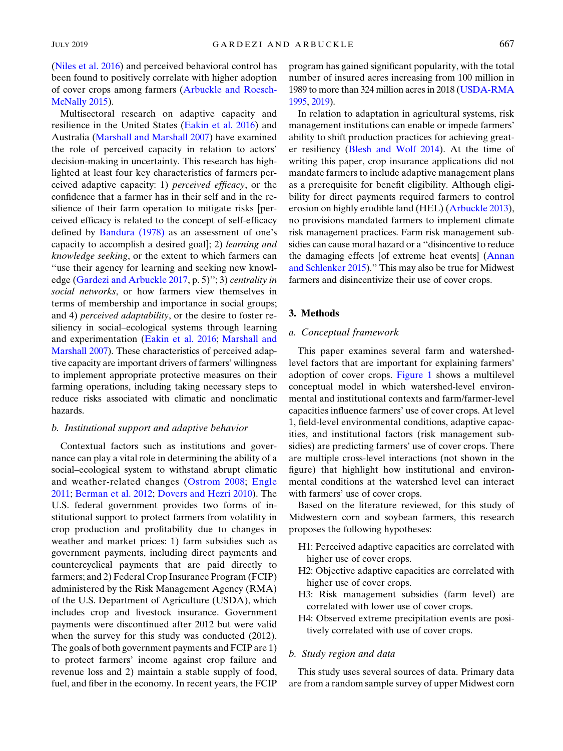(Niles et al. 2016) and perceived behavioral control has been found to positively correlate with higher adoption of cover crops among farmers (Arbuckle and Roesch-McNally 2015).

Multisectoral research on adaptive capacity and resilience in the United States (Eakin et al. 2016) and Australia (Marshall and Marshall 2007) have examined the role of perceived capacity in relation to actors' decision-making in uncertainty. This research has highlighted at least four key characteristics of farmers perceived adaptive capacity: 1) *perceived efficacy*, or the confidence that a farmer has in their self and in the resilience of their farm operation to mitigate risks [perceived efficacy is related to the concept of self-efficacy defined by Bandura (1978) as an assessment of one's capacity to accomplish a desired goal]; 2) *learning and knowledge seeking*, or the extent to which farmers can "use their agency for learning and seeking new knowledge (Gardezi and Arbuckle 2017, p. 5)"; 3) *centrality in social networks*, or how farmers view themselves in terms of membership and importance in social groups; and 4) *perceived adaptability*, or the desire to foster resiliency in social–ecological systems through learning and experimentation (Eakin et al. 2016; Marshall and Marshall 2007). These characteristics of perceived adaptive capacity are important drivers of farmers' willingness to implement appropriate protective measures on their farming operations, including taking necessary steps to reduce risks associated with climatic and nonclimatic hazards.

### b. *Institutional support and adaptive behavior*

Contextual factors such as institutions and governance can play a vital role in determining the ability of a social–ecological system to withstand abrupt climatic and weather-related changes (Ostrom 2008; Engle 2011; Berman et al. 2012; Dovers and Hezri 2010). The U.S. federal government provides two forms of institutional support to protect farmers from volatility in crop production and profitability due to changes in weather and market prices: 1) farm subsidies such as government payments, including direct payments and countercyclical payments that are paid directly to farmers; and 2) Federal Crop Insurance Program (FCIP) administered by the Risk Management Agency (RMA) of the U.S. Department of Agriculture (USDA), which includes crop and livestock insurance. Government payments were discontinued after 2012 but were valid when the survey for this study was conducted (2012). The goals of both government payments and FCIP are 1) to protect farmers' income against crop failure and revenue loss and 2) maintain a stable supply of food, fuel, and fiber in the economy. In recent years, the FCIP program has gained significant popularity, with the total number of insured acres increasing from 100 million in 1989 to more than 324 million acres in 2018 (USDA-RMA 1995, 2019).

In relation to adaptation in agricultural systems, risk management institutions can enable or impede farmers' ability to shift production practices for achieving greater resiliency (Blesh and Wolf 2014). At the time of writing this paper, crop insurance applications did not mandate farmers to include adaptive management plans as a prerequisite for benefit eligibility. Although eligibility for direct payments required farmers to control erosion on highly erodible land (HEL) (Arbuckle 2013), no provisions mandated farmers to implement climate risk management practices. Farm risk management subsidies can cause moral hazard or a "disincentive to reduce the damaging effects [of extreme heat events] (Annan and Schlenker 2015)." This may also be true for Midwest farmers and disincentivize their use of cover crops.

## 3. Methods

### a. *Conceptual framework*

This paper examines several farm and watershed-level factors that are important for explaining farmers' adoption of cover crops. Figure 1 shows a multilevel conceptual model in which watershed-level environmental and institutional contexts and farm/farmer-level capacities influence farmers' use of cover crops. At level 1, field-level environmental conditions, adaptive capacities, and institutional factors (risk management subsidies) are predicting farmers' use of cover crops. There are multiple cross-level interactions (not shown in the figure) that highlight how institutional and environmental conditions at the watershed level can interact with farmers' use of cover crops.

Based on the literature reviewed, for this study of Midwestern corn and soybean farmers, this research proposes the following hypotheses:

- H1: Perceived adaptive capacities are correlated with higher use of cover crops.
- H2: Objective adaptive capacities are correlated with higher use of cover crops.
- H3: Risk management subsidies (farm level) are correlated with lower use of cover crops.
- H4: Observed extreme precipitation events are positively correlated with use of cover crops.

### b. *Study region and data*

This study uses several sources of data. Primary data are from a random sample survey of upper Midwest corn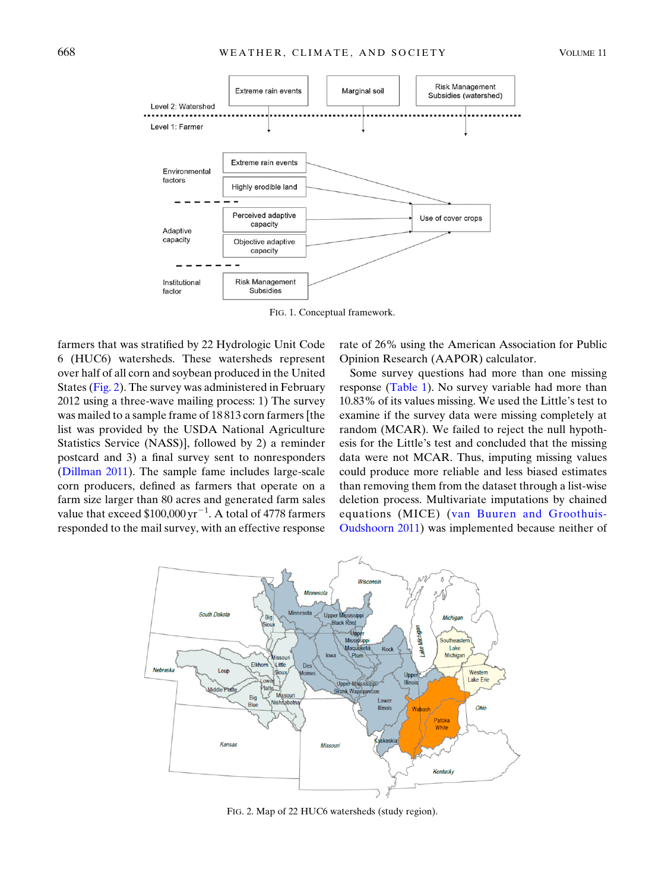FIG. 1. Conceptual framework.

farmers that was stratified by 22 Hydrologic Unit Code 6 (HUC6) watersheds. These watersheds represent over half of all corn and soybean produced in the United States (Fig. 2). The survey was administered in February 2012 using a three-wave mailing process: 1) The survey was mailed to a sample frame of 18 813 corn farmers [the list was provided by the USDA National Agriculture Statistics Service (NASS)], followed by 2) a reminder postcard and 3) a final survey sent to nonresponders (Dillman 2011). The sample fame includes large-scale corn producers, defined as farmers that operate on a farm size larger than 80 acres and generated farm sales value that exceed \$100,000 $\mathrm{yr}^{-1}$. A total of 4778 farmers responded to the mail survey, with an effective response rate of 26% using the American Association for Public Opinion Research (AAPOR) calculator.

Some survey questions had more than one missing response (Table 1). No survey variable had more than 10.83% of its values missing. We used the Little's test to examine if the survey data were missing completely at random (MCAR). We failed to reject the null hypothesis for the Little's test and concluded that the missing data were not MCAR. Thus, imputing missing values could produce more reliable and less biased estimates than removing them from the dataset through a list-wise deletion process. Multivariate imputations by chained equations (MICE) (van Buuren and Groothuis-Oudshoorn 2011) was implemented because neither of

FIG. 2. Map of 22 HUC6 watersheds (study region).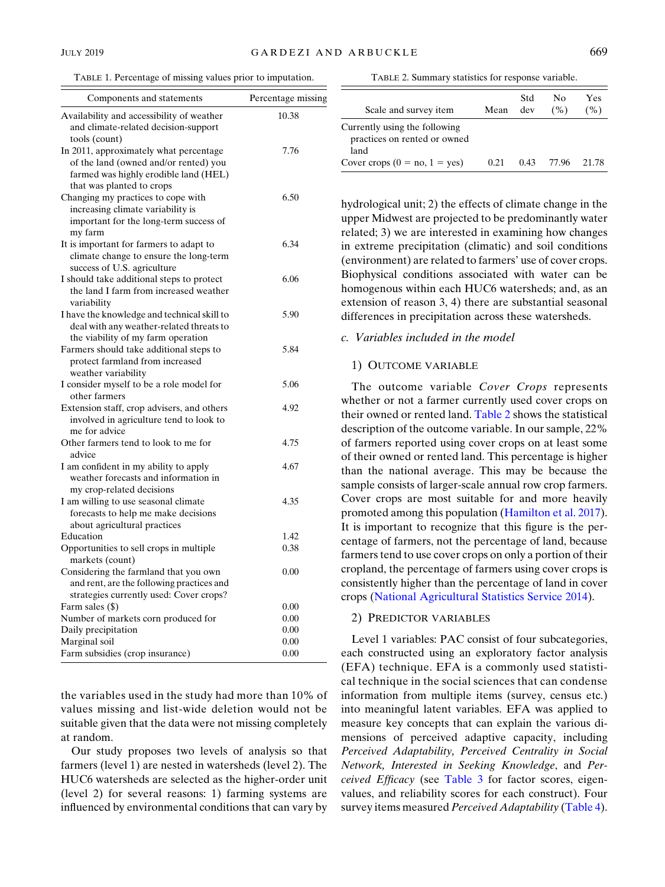TABLE 1. Percentage of missing values prior to imputation.

| Components and statements | Percentage missing |
|---|---|
| Availability and accessibility of weather and climate-related decision-support tools (count) | 10.38 |
| In 2011, approximately what percentage of the land (owned and/or rented) you farmed was highly erodible land (HEL) that was planted to crops | 7.76 |
| Changing my practices to cope with increasing climate variability is important for the long-term success of my farm | 6.50 |
| It is important for farmers to adapt to climate change to ensure the long-term success of U.S. agriculture | 6.34 |
| I should take additional steps to protect the land I farm from increased weather variability | 6.06 |
| I have the knowledge and technical skill to deal with any weather-related threats to the viability of my farm operation | 5.90 |
| Farmers should take additional steps to protect farmland from increased weather variability | 5.84 |
| I consider myself to be a role model for other farmers | 5.06 |
| Extension staff, crop advisers, and others involved in agriculture tend to look to me for advice | 4.92 |
| Other farmers tend to look to me for advice | 4.75 |
| I am confident in my ability to apply weather forecasts and information in my crop-related decisions | 4.67 |
| I am willing to use seasonal climate forecasts to help me make decisions about agricultural practices | 4.35 |
| Education | 1.42 |
| Opportunities to sell crops in multiple markets (count) | 0.38 |
| Considering the farmland that you own and rent, are the following practices and strategies currently used: Cover crops? | 0.00 |
| Farm sales ($) | 0.00 |
| Number of markets corn produced for | 0.00 |
| Daily precipitation | 0.00 |
| Marginal soil | 0.00 |
| Farm subsidies (crop insurance) | 0.00 |

the variables used in the study had more than 10% of values missing and list-wide deletion would not be suitable given that the data were not missing completely at random.

Our study proposes two levels of analysis so that farmers (level 1) are nested in watersheds (level 2). The HUC6 watersheds are selected as the higher-order unit (level 2) for several reasons: 1) farming systems are influenced by environmental conditions that can vary by hydrological unit; 2) the effects of climate change in the upper Midwest are projected to be predominantly water related; 3) we are interested in examining how changes in extreme precipitation (climatic) and soil conditions (environment) are related to farmers' use of cover crops. Biophysical conditions associated with water can be homogenous within each HUC6 watersheds; and, as an extension of reason 3, 4) there are substantial seasonal differences in precipitation across these watersheds.

TABLE 2. Summary statistics for response variable.

| Scale and survey item | Mean | Std dev | No (%) | Yes (%) |
|---|---|---|---|---|
| Currently using the following practices on rented or owned land | | | | |
| Cover crops (0 = no, 1 = yes) | 0.21 | 0.43 | 77.96 | 21.78 |

### c. Variables included in the model

#### 1) Outcome variable

The outcome variable *Cover Crops* represents whether or not a farmer currently used cover crops on their owned or rented land. Table 2 shows the statistical description of the outcome variable. In our sample, 22% of farmers reported using cover crops on at least some of their owned or rented land. This percentage is higher than the national average. This may be because the sample consists of larger-scale annual row crop farmers. Cover crops are most suitable for and more heavily promoted among this population (Hamilton et al. 2017). It is important to recognize that this figure is the percentage of farmers, not the percentage of land, because farmers tend to use cover crops on only a portion of their cropland, the percentage of farmers using cover crops is consistently higher than the percentage of land in cover crops (National Agricultural Statistics Service 2014).

#### 2) Predictor variables

Level 1 variables: PAC consist of four subcategories, each constructed using an exploratory factor analysis (EFA) technique. EFA is a commonly used statistical technique in the social sciences that can condense information from multiple items (survey, census etc.) into meaningful latent variables. EFA was applied to measure key concepts that can explain the various dimensions of perceived adaptive capacity, including *Perceived Adaptability, Perceived Centrality in Social Network, Interested in Seeking Knowledge*, and *Perceived Efficacy* (see Table 3 for factor scores, eigenvalues, and reliability scores for each construct). Four survey items measured *Perceived Adaptability* (Table 4).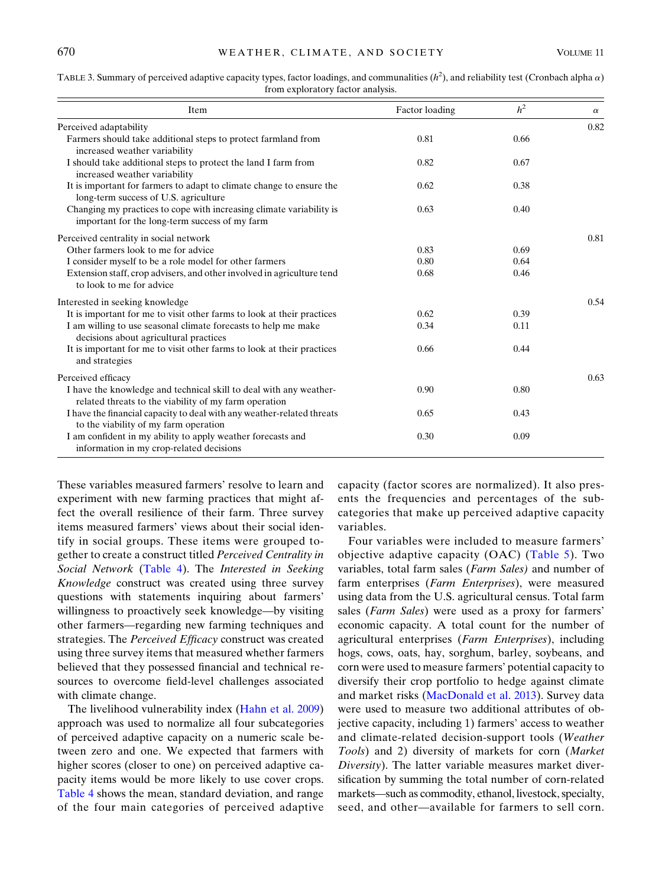TABLE 3. Summary of perceived adaptive capacity types, factor loadings, and communalities ($h^2$), and reliability test (Cronbach alpha $\alpha$) from exploratory factor analysis.

| Item | Factor loading | $h^2$ | $\alpha$ |
|---|---|---|---|
| Perceived adaptability | | | 0.82 |
| Farmers should take additional steps to protect farmland from increased weather variability | 0.81 | 0.66 | |
| I should take additional steps to protect the land I farm from increased weather variability | 0.82 | 0.67 | |
| It is important for farmers to adapt to climate change to ensure the long-term success of U.S. agriculture | 0.62 | 0.38 | |
| Changing my practices to cope with increasing climate variability is important for the long-term success of my farm | 0.63 | 0.40 | |
| Perceived centrality in social network | | | 0.81 |
| Other farmers look to me for advice | 0.83 | 0.69 | |
| I consider myself to be a role model for other farmers | 0.80 | 0.64 | |
| Extension staff, crop advisers, and other involved in agriculture tend to look to me for advice | 0.68 | 0.46 | |
| Interested in seeking knowledge | | | 0.54 |
| It is important for me to visit other farms to look at their practices | 0.62 | 0.39 | |
| I am willing to use seasonal climate forecasts to help me make decisions about agricultural practices | 0.34 | 0.11 | |
| It is important for me to visit other farms to look at their practices and strategies | 0.66 | 0.44 | |
| Perceived efficacy | | | 0.63 |
| I have the knowledge and technical skill to deal with any weather-related threats to the viability of my farm operation | 0.90 | 0.80 | |
| I have the financial capacity to deal with any weather-related threats to the viability of my farm operation | 0.65 | 0.43 | |
| I am confident in my ability to apply weather forecasts and information in my crop-related decisions | 0.30 | 0.09 | |

These variables measured farmers' resolve to learn and experiment with new farming practices that might affect the overall resilience of their farm. Three survey items measured farmers' views about their social identify in social groups. These items were grouped together to create a construct titled *Perceived Centrality in Social Network* (Table 4). The *Interested in Seeking Knowledge* construct was created using three survey questions with statements inquiring about farmers' willingness to proactively seek knowledge—by visiting other farmers—regarding new farming techniques and strategies. The *Perceived Efficacy* construct was created using three survey items that measured whether farmers believed that they possessed financial and technical resources to overcome field-level challenges associated with climate change.

The livelihood vulnerability index (Hahn et al. 2009) approach was used to normalize all four subcategories of perceived adaptive capacity on a numeric scale between zero and one. We expected that farmers with higher scores (closer to one) on perceived adaptive capacity items would be more likely to use cover crops. Table 4 shows the mean, standard deviation, and range of the four main categories of perceived adaptive capacity (factor scores are normalized). It also presents the frequencies and percentages of the subcategories that make up perceived adaptive capacity variables.

Four variables were included to measure farmers' objective adaptive capacity (OAC) (Table 5). Two variables, total farm sales (*Farm Sales)* and number of farm enterprises (*Farm Enterprises*), were measured using data from the U.S. agricultural census. Total farm sales (*Farm Sales*) were used as a proxy for farmers' economic capacity. A total count for the number of agricultural enterprises (*Farm Enterprises*), including hogs, cows, oats, hay, sorghum, barley, soybeans, and corn were used to measure farmers' potential capacity to diversify their crop portfolio to hedge against climate and market risks (MacDonald et al. 2013). Survey data were used to measure two additional attributes of objective capacity, including 1) farmers' access to weather and climate-related decision-support tools (*Weather Tools*) and 2) diversity of markets for corn (*Market Diversity*). The latter variable measures market diversification by summing the total number of corn-related markets—such as commodity, ethanol, livestock, specialty, seed, and other—available for farmers to sell corn.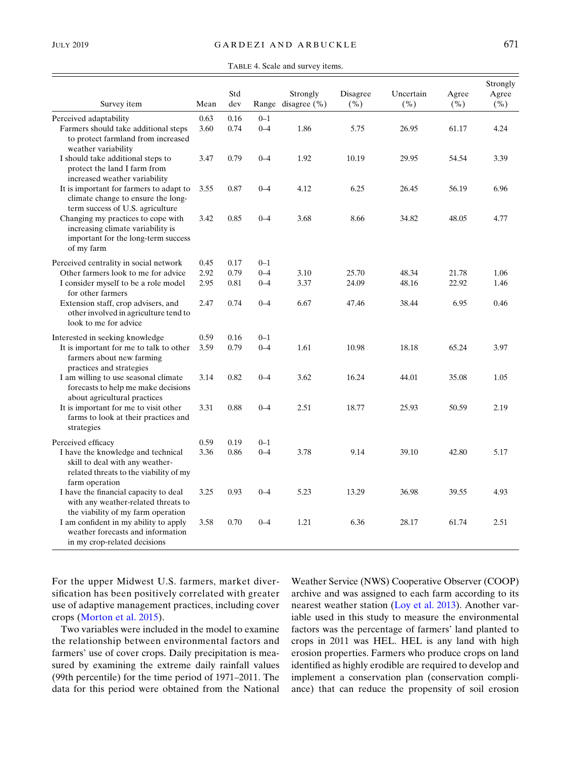TABLE 4. Scale and survey items.

| Survey item | Mean | Std dev | Range | Strongly disagree (%) | Disagree (%) | Uncertain (%) | Agree (%) | Strongly Agree (%) |
|---|---|---|---|---|---|---|---|---|
| Perceived adaptability | 0.63 | 0.16 | 0–1 | | | | | |
| Farmers should take additional steps to protect farmland from increased weather variability | 3.60 | 0.74 | 0–4 | 1.86 | 5.75 | 26.95 | 61.17 | 4.24 |
| I should take additional steps to protect the land I farm from increased weather variability | 3.47 | 0.79 | 0–4 | 1.92 | 10.19 | 29.95 | 54.54 | 3.39 |
| It is important for farmers to adapt to climate change to ensure the long-term success of U.S. agriculture | 3.55 | 0.87 | 0–4 | 4.12 | 6.25 | 26.45 | 56.19 | 6.96 |
| Changing my practices to cope with increasing climate variability is important for the long-term success of my farm | 3.42 | 0.85 | 0–4 | 3.68 | 8.66 | 34.82 | 48.05 | 4.77 |
| Perceived centrality in social network | 0.45 | 0.17 | 0–1 | | | | | |
| Other farmers look to me for advice | 2.92 | 0.79 | 0–4 | 3.10 | 25.70 | 48.34 | 21.78 | 1.06 |
| I consider myself to be a role model for other farmers | 2.95 | 0.81 | 0–4 | 3.37 | 24.09 | 48.16 | 22.92 | 1.46 |
| Extension staff, crop advisers, and other involved in agriculture tend to look to me for advice | 2.47 | 0.74 | 0–4 | 6.67 | 47.46 | 38.44 | 6.95 | 0.46 |
| Interested in seeking knowledge | 0.59 | 0.16 | 0–1 | | | | | |
| It is important for me to talk to other farmers about new farming practices and strategies | 3.59 | 0.79 | 0–4 | 1.61 | 10.98 | 18.18 | 65.24 | 3.97 |
| I am willing to use seasonal climate forecasts to help me make decisions about agricultural practices | 3.14 | 0.82 | 0–4 | 3.62 | 16.24 | 44.01 | 35.08 | 1.05 |
| It is important for me to visit other farms to look at their practices and strategies | 3.31 | 0.88 | 0–4 | 2.51 | 18.77 | 25.93 | 50.59 | 2.19 |
| Perceived efficacy | 0.59 | 0.19 | 0–1 | | | | | |
| I have the knowledge and technical skill to deal with any weather-related threats to the viability of my farm operation | 3.36 | 0.86 | 0–4 | 3.78 | 9.14 | 39.10 | 42.80 | 5.17 |
| I have the financial capacity to deal with any weather-related threats to the viability of my farm operation | 3.25 | 0.93 | 0–4 | 5.23 | 13.29 | 36.98 | 39.55 | 4.93 |
| I am confident in my ability to apply weather forecasts and information in my crop-related decisions | 3.58 | 0.70 | 0–4 | 1.21 | 6.36 | 28.17 | 61.74 | 2.51 |

For the upper Midwest U.S. farmers, market diversification has been positively correlated with greater use of adaptive management practices, including cover crops (Morton et al. 2015).

Two variables were included in the model to examine the relationship between environmental factors and farmers' use of cover crops. Daily precipitation is measured by examining the extreme daily rainfall values (99th percentile) for the time period of 1971–2011. The data for this period were obtained from the National Weather Service (NWS) Cooperative Observer (COOP) archive and was assigned to each farm according to its nearest weather station (Loy et al. 2013). Another variable used in this study to measure the environmental factors was the percentage of farmers' land planted to crops in 2011 was HEL. HEL is any land with high erosion properties. Farmers who produce crops on land identified as highly erodible are required to develop and implement a conservation plan (conservation compliance) that can reduce the propensity of soil erosion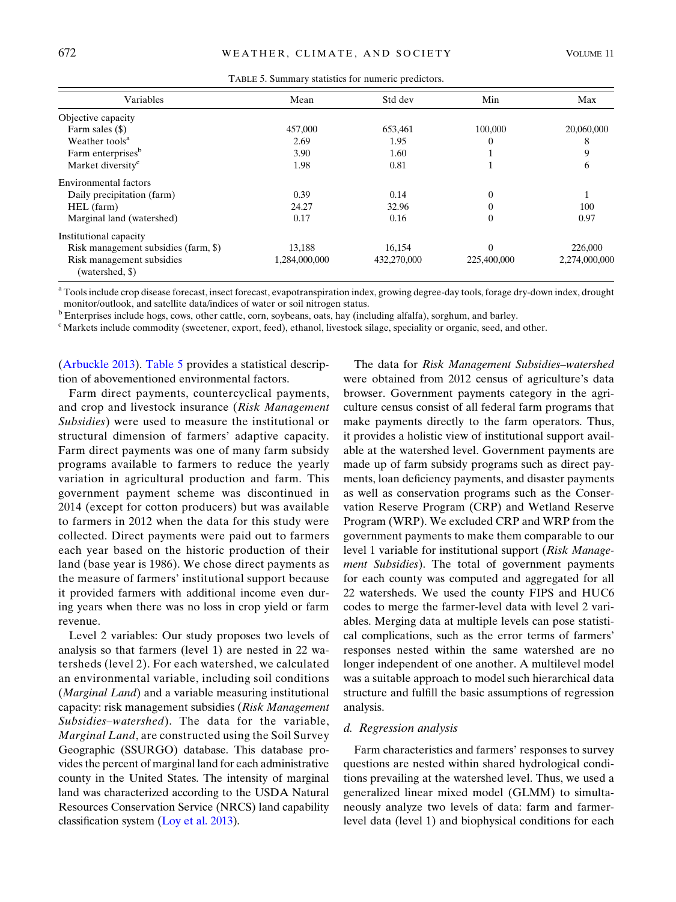TABLE 5. Summary statistics for numeric predictors.

| Variables | Mean | Std dev | Min | Max |
|---|---|---|---|---|
| Objective capacity | | | | |
| Farm sales ($) | 457,000 | 653,461 | 100,000 | 20,060,000 |
| Weather tools[a] | 2.69 | 1.95 | 0 | 8 |
| Farm enterprises[b] | 3.90 | 1.60 | 1 | 9 |
| Market diversity[c] | 1.98 | 0.81 | 1 | 6 |
| Environmental factors | | | | |
| Daily precipitation (farm) | 0.39 | 0.14 | 0 | 1 |
| HEL (farm) | 24.27 | 32.96 | 0 | 100 |
| Marginal land (watershed) | 0.17 | 0.16 | 0 | 0.97 |
| Institutional capacity | | | | |
| Risk management subsidies (farm, $) | 13,188 | 16,154 | 0 | 226,000 |
| Risk management subsidies (watershed, $) | 1,284,000,000 | 432,270,000 | 225,400,000 | 2,274,000,000 |

[a] Tools include crop disease forecast, insect forecast, evapotranspiration index, growing degree-day tools, forage dry-down index, drought monitor/outlook, and satellite data/indices of water or soil nitrogen status.
[b] Enterprises include hogs, cows, other cattle, corn, soybeans, oats, hay (including alfalfa), sorghum, and barley.
[c] Markets include commodity (sweetener, export, feed), ethanol, livestock silage, speciality or organic, seed, and other.

(Arbuckle 2013). Table 5 provides a statistical description of abovementioned environmental factors.

Farm direct payments, countercyclical payments, and crop and livestock insurance (*Risk Management Subsidies*) were used to measure the institutional or structural dimension of farmers' adaptive capacity. Farm direct payments was one of many farm subsidy programs available to farmers to reduce the yearly variation in agricultural production and farm. This government payment scheme was discontinued in 2014 (except for cotton producers) but was available to farmers in 2012 when the data for this study were collected. Direct payments were paid out to farmers each year based on the historic production of their land (base year is 1986). We chose direct payments as the measure of farmers' institutional support because it provided farmers with additional income even during years when there was no loss in crop yield or farm revenue.

Level 2 variables: Our study proposes two levels of analysis so that farmers (level 1) are nested in 22 watersheds (level 2). For each watershed, we calculated an environmental variable, including soil conditions (*Marginal Land*) and a variable measuring institutional capacity: risk management subsidies (*Risk Management Subsidies–watershed*). The data for the variable, *Marginal Land*, are constructed using the Soil Survey Geographic (SSURGO) database. This database provides the percent of marginal land for each administrative county in the United States. The intensity of marginal land was characterized according to the USDA Natural Resources Conservation Service (NRCS) land capability classification system (Loy et al. 2013).

The data for *Risk Management Subsidies–watershed* were obtained from 2012 census of agriculture's data browser. Government payments category in the agriculture census consist of all federal farm programs that make payments directly to the farm operators. Thus, it provides a holistic view of institutional support available at the watershed level. Government payments are made up of farm subsidy programs such as direct payments, loan deficiency payments, and disaster payments as well as conservation programs such as the Conservation Reserve Program (CRP) and Wetland Reserve Program (WRP). We excluded CRP and WRP from the government payments to make them comparable to our level 1 variable for institutional support (*Risk Management Subsidies*). The total of government payments for each county was computed and aggregated for all 22 watersheds. We used the county FIPS and HUC6 codes to merge the farmer-level data with level 2 variables. Merging data at multiple levels can pose statistical complications, such as the error terms of farmers' responses nested within the same watershed are no longer independent of one another. A multilevel model was a suitable approach to model such hierarchical data structure and fulfill the basic assumptions of regression analysis.

### d. Regression analysis

Farm characteristics and farmers' responses to survey questions are nested within shared hydrological conditions prevailing at the watershed level. Thus, we used a generalized linear mixed model (GLMM) to simultaneously analyze two levels of data: farm and farmer-level data (level 1) and biophysical conditions for each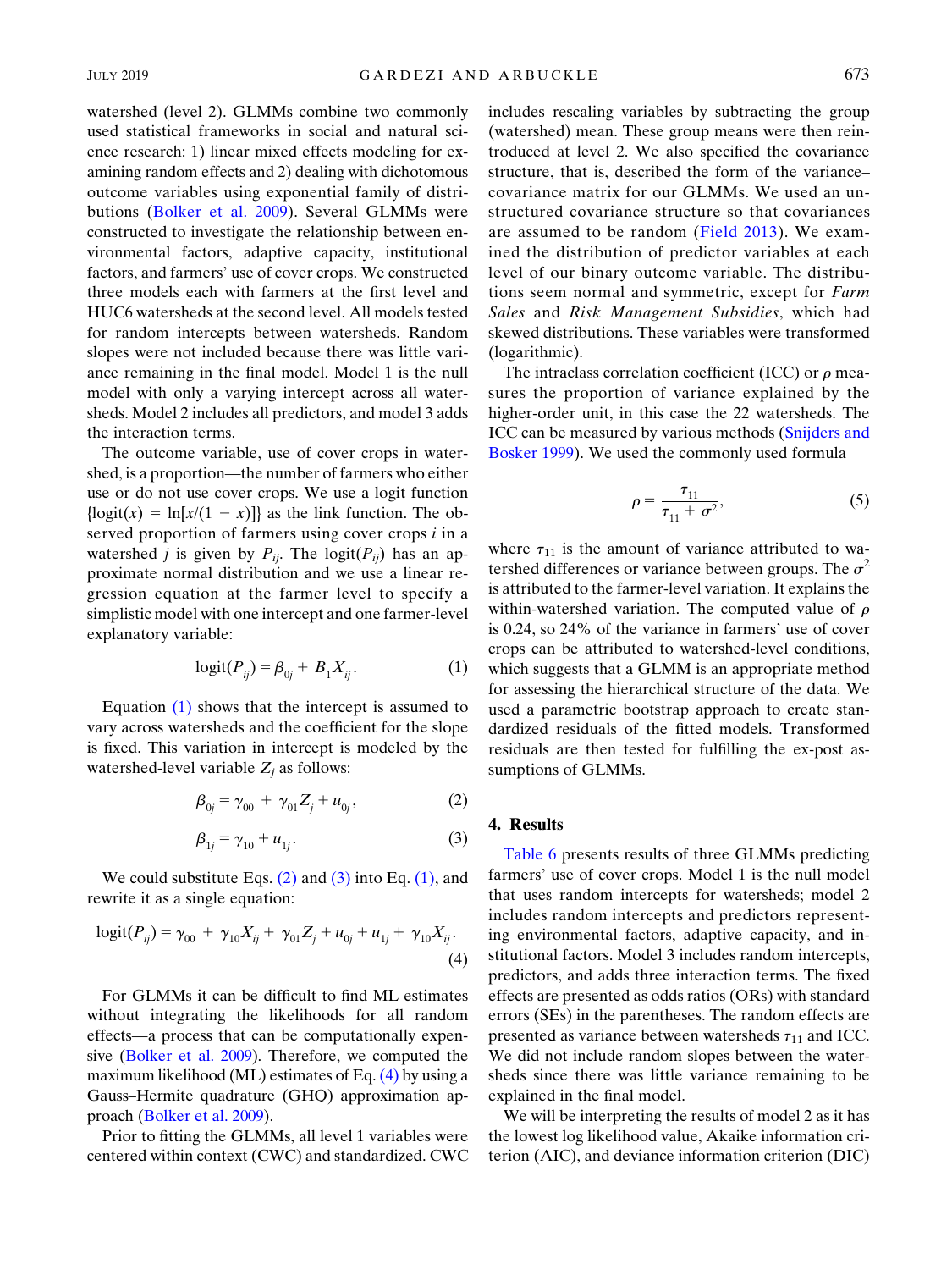watershed (level 2). GLMMs combine two commonly used statistical frameworks in social and natural science research: 1) linear mixed effects modeling for examining random effects and 2) dealing with dichotomous outcome variables using exponential family of distributions (Bolker et al. 2009). Several GLMMs were constructed to investigate the relationship between environmental factors, adaptive capacity, institutional factors, and farmers' use of cover crops. We constructed three models each with farmers at the first level and HUC6 watersheds at the second level. All models tested for random intercepts between watersheds. Random slopes were not included because there was little variance remaining in the final model. Model 1 is the null model with only a varying intercept across all watersheds. Model 2 includes all predictors, and model 3 adds the interaction terms.

The outcome variable, use of cover crops in watershed, is a proportion—the number of farmers who either use or do not use cover crops. We use a logit function $\{\text{logit}(x) = \ln[x/(1-x)]\}$ as the link function. The observed proportion of farmers using cover crops $i$ in a watershed $j$ is given by $P_{ij}$. The logit($P_{ij}$) has an approximate normal distribution and we use a linear regression equation at the farmer level to specify a simplistic model with one intercept and one farmer-level explanatory variable:

$$\text{logit}(P_{ij}) = \beta_{0j} + B_1 X_{ij}. \tag{1}$$

Equation (1) shows that the intercept is assumed to vary across watersheds and the coefficient for the slope is fixed. This variation in intercept is modeled by the watershed-level variable $Z_j$ as follows:

$$\beta_{0j} = \gamma_{00} + \gamma_{01} Z_j + u_{0j}, \tag{2}$$

$$\beta_{1j} = \gamma_{10} + u_{1j}. \tag{3}$$

We could substitute Eqs. (2) and (3) into Eq. (1), and rewrite it as a single equation:

$$\text{logit}(P_{ij}) = \gamma_{00} + \gamma_{10} X_{ij} + \gamma_{01} Z_j + u_{0j} + u_{1j} + \gamma_{10} X_{ij}. \tag{4}$$

For GLMMs it can be difficult to find ML estimates without integrating the likelihoods for all random effects—a process that can be computationally expensive (Bolker et al. 2009). Therefore, we computed the maximum likelihood (ML) estimates of Eq. (4) by using a Gauss–Hermite quadrature (GHQ) approximation approach (Bolker et al. 2009).

Prior to fitting the GLMMs, all level 1 variables were centered within context (CWC) and standardized. CWC includes rescaling variables by subtracting the group (watershed) mean. These group means were then reintroduced at level 2. We also specified the covariance structure, that is, described the form of the variance–covariance matrix for our GLMMs. We used an unstructured covariance structure so that covariances are assumed to be random (Field 2013). We examined the distribution of predictor variables at each level of our binary outcome variable. The distributions seem normal and symmetric, except for *Farm Sales* and *Risk Management Subsidies*, which had skewed distributions. These variables were transformed (logarithmic).

The intraclass correlation coefficient (ICC) or $\rho$ measures the proportion of variance explained by the higher-order unit, in this case the 22 watersheds. The ICC can be measured by various methods (Snijders and Bosker 1999). We used the commonly used formula

$$\rho = \frac{\tau_{11}}{\tau_{11} + \sigma^2}, \tag{5}$$

where $\tau_{11}$ is the amount of variance attributed to watershed differences or variance between groups. The $\sigma^2$ is attributed to the farmer-level variation. It explains the within-watershed variation. The computed value of $\rho$ is 0.24, so 24% of the variance in farmers' use of cover crops can be attributed to watershed-level conditions, which suggests that a GLMM is an appropriate method for assessing the hierarchical structure of the data. We used a parametric bootstrap approach to create standardized residuals of the fitted models. Transformed residuals are then tested for fulfilling the ex-post assumptions of GLMMs.

## 4. Results

Table 6 presents results of three GLMMs predicting farmers' use of cover crops. Model 1 is the null model that uses random intercepts for watersheds; model 2 includes random intercepts and predictors representing environmental factors, adaptive capacity, and institutional factors. Model 3 includes random intercepts, predictors, and adds three interaction terms. The fixed effects are presented as odds ratios (ORs) with standard errors (SEs) in the parentheses. The random effects are presented as variance between watersheds $\tau_{11}$ and ICC. We did not include random slopes between the watersheds since there was little variance remaining to be explained in the final model.

We will be interpreting the results of model 2 as it has the lowest log likelihood value, Akaike information criterion (AIC), and deviance information criterion (DIC)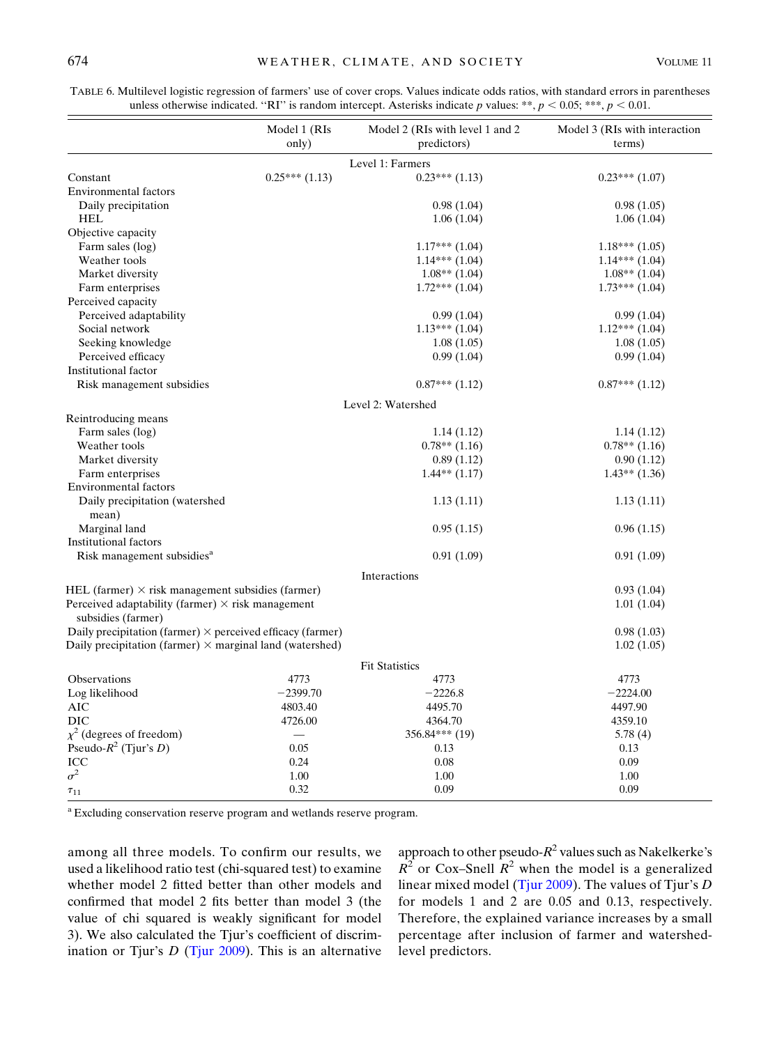TABLE 6. Multilevel logistic regression of farmers' use of cover crops. Values indicate odds ratios, with standard errors in parentheses unless otherwise indicated. "RI" is random intercept. Asterisks indicate p values: **, $p < 0.05$; ***, $p < 0.01$.

| | Model 1 (RIs only) | Model 2 (RIs with level 1 and 2 predictors) | Model 3 (RIs with interaction terms) |
|---|---|---|---|
| **Level 1: Farmers** | | | |
| Constant | 0.25*** (1.13) | 0.23*** (1.13) | 0.23*** (1.07) |
| Environmental factors | | | |
| Daily precipitation | | 0.98 (1.04) | 0.98 (1.05) |
| HEL | | 1.06 (1.04) | 1.06 (1.04) |
| Objective capacity | | | |
| Farm sales (log) | | 1.17*** (1.04) | 1.18*** (1.05) |
| Weather tools | | 1.14*** (1.04) | 1.14*** (1.04) |
| Market diversity | | 1.08** (1.04) | 1.08** (1.04) |
| Farm enterprises | | 1.72*** (1.04) | 1.73*** (1.04) |
| Perceived capacity | | | |
| Perceived adaptability | | 0.99 (1.04) | 0.99 (1.04) |
| Social network | | 1.13*** (1.04) | 1.12*** (1.04) |
| Seeking knowledge | | 1.08 (1.05) | 1.08 (1.05) |
| Perceived efficacy | | 0.99 (1.04) | 0.99 (1.04) |
| Institutional factor | | | |
| Risk management subsidies | | 0.87*** (1.12) | 0.87*** (1.12) |
| **Level 2: Watershed** | | | |
| Reintroducing means | | | |
| Farm sales (log) | | 1.14 (1.12) | 1.14 (1.12) |
| Weather tools | | 0.78** (1.16) | 0.78** (1.16) |
| Market diversity | | 0.89 (1.12) | 0.90 (1.12) |
| Farm enterprises | | 1.44** (1.17) | 1.43** (1.36) |
| Environmental factors | | | |
| Daily precipitation (watershed mean) | | 1.13 (1.11) | 1.13 (1.11) |
| Marginal land | | 0.95 (1.15) | 0.96 (1.15) |
| Institutional factors | | | |
| Risk management subsidies[a] | | 0.91 (1.09) | 0.91 (1.09) |
| **Interactions** | | | |
| HEL (farmer) × risk management subsidies (farmer) | | | 0.93 (1.04) |
| Perceived adaptability (farmer) × risk management subsidies (farmer) | | | 1.01 (1.04) |
| Daily precipitation (farmer) × perceived efficacy (farmer) | | | 0.98 (1.03) |
| Daily precipitation (farmer) × marginal land (watershed) | | | 1.02 (1.05) |
| **Fit Statistics** | | | |
| Observations | 4773 | 4773 | 4773 |
| Log likelihood | −2399.70 | −2226.8 | −2224.00 |
| AIC | 4803.40 | 4495.70 | 4497.90 |
| DIC | 4726.00 | 4364.70 | 4359.10 |
| $\chi^2$ (degrees of freedom) | — | 356.84*** (19) | 5.78 (4) |
| Pseudo-$R^2$ (Tjur's $D$) | 0.05 | 0.13 | 0.13 |
| ICC | 0.24 | 0.08 | 0.09 |
| $\sigma^2$ | 1.00 | 1.00 | 1.00 |
| $\tau_{11}$ | 0.32 | 0.09 | 0.09 |

[a] Excluding conservation reserve program and wetlands reserve program.

among all three models. To confirm our results, we used a likelihood ratio test (chi-squared test) to examine whether model 2 fitted better than other models and confirmed that model 2 fits better than model 3 (the value of chi squared is weakly significant for model 3). We also calculated the Tjur's coefficient of discrimination or Tjur's $D$ (Tjur 2009). This is an alternative approach to other pseudo-$R^2$ values such as Nakelkerke's $R^2$ or Cox–Snell $R^2$ when the model is a generalized linear mixed model (Tjur 2009). The values of Tjur's $D$ for models 1 and 2 are 0.05 and 0.13, respectively. Therefore, the explained variance increases by a small percentage after inclusion of farmer and watershed-level predictors.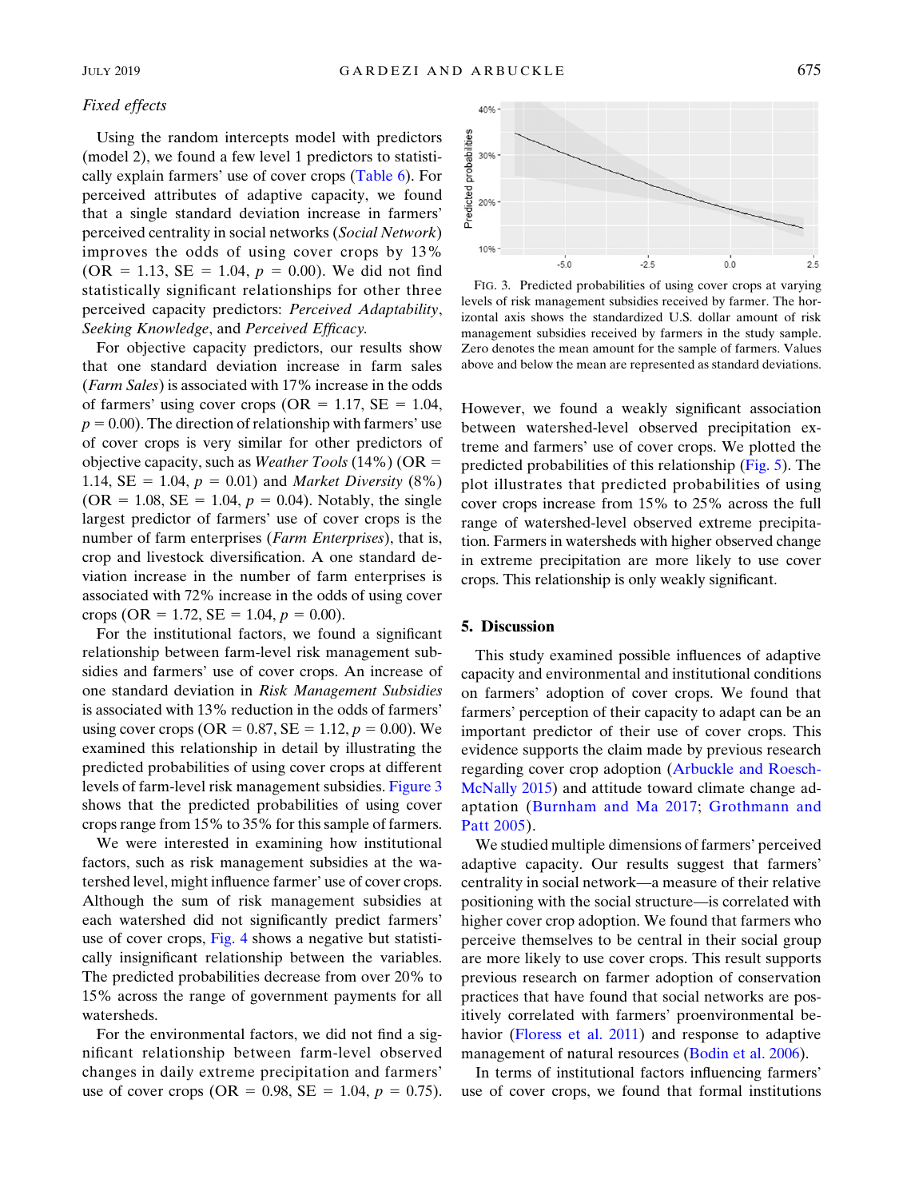*Fixed effects*

Using the random intercepts model with predictors (model 2), we found a few level 1 predictors to statistically explain farmers' use of cover crops (Table 6). For perceived attributes of adaptive capacity, we found that a single standard deviation increase in farmers' perceived centrality in social networks (*Social Network*) improves the odds of using cover crops by 13% (OR = 1.13, SE = 1.04, $p$ = 0.00). We did not find statistically significant relationships for other three perceived capacity predictors: *Perceived Adaptability*, *Seeking Knowledge*, and *Perceived Efficacy*.

For objective capacity predictors, our results show that one standard deviation increase in farm sales (*Farm Sales*) is associated with 17% increase in the odds of farmers' using cover crops (OR = 1.17, SE = 1.04, $p$ = 0.00). The direction of relationship with farmers' use of cover crops is very similar for other predictors of objective capacity, such as *Weather Tools* (14%) (OR = 1.14, SE = 1.04, $p$ = 0.01) and *Market Diversity* (8%) (OR = 1.08, SE = 1.04, $p$ = 0.04). Notably, the single largest predictor of farmers' use of cover crops is the number of farm enterprises (*Farm Enterprises*), that is, crop and livestock diversification. A one standard deviation increase in the number of farm enterprises is associated with 72% increase in the odds of using cover crops (OR = 1.72, SE = 1.04, $p$ = 0.00).

For the institutional factors, we found a significant relationship between farm-level risk management subsidies and farmers' use of cover crops. An increase of one standard deviation in *Risk Management Subsidies* is associated with 13% reduction in the odds of farmers' using cover crops (OR = 0.87, SE = 1.12, $p$ = 0.00). We examined this relationship in detail by illustrating the predicted probabilities of using cover crops at different levels of farm-level risk management subsidies. Figure 3 shows that the predicted probabilities of using cover crops range from 15% to 35% for this sample of farmers.

FIG. 3. Predicted probabilities of using cover crops at varying levels of risk management subsidies received by farmer. The horizontal axis shows the standardized U.S. dollar amount of risk management subsidies received by farmers in the study sample. Zero denotes the mean amount for the sample of farmers. Values above and below the mean are represented as standard deviations.

We were interested in examining how institutional factors, such as risk management subsidies at the watershed level, might influence farmer' use of cover crops. Although the sum of risk management subsidies at each watershed did not significantly predict farmers' use of cover crops, Fig. 4 shows a negative but statistically insignificant relationship between the variables. The predicted probabilities decrease from over 20% to 15% across the range of government payments for all watersheds.

For the environmental factors, we did not find a significant relationship between farm-level observed changes in daily extreme precipitation and farmers' use of cover crops (OR = 0.98, SE = 1.04, $p$ = 0.75). However, we found a weakly significant association between watershed-level observed precipitation extreme and farmers' use of cover crops. We plotted the predicted probabilities of this relationship (Fig. 5). The plot illustrates that predicted probabilities of using cover crops increase from 15% to 25% across the full range of watershed-level observed extreme precipitation. Farmers in watersheds with higher observed change in extreme precipitation are more likely to use cover crops. This relationship is only weakly significant.

## 5. Discussion

This study examined possible influences of adaptive capacity and environmental and institutional conditions on farmers' adoption of cover crops. We found that farmers' perception of their capacity to adapt can be an important predictor of their use of cover crops. This evidence supports the claim made by previous research regarding cover crop adoption (Arbuckle and Roesch-McNally 2015) and attitude toward climate change adaptation (Burnham and Ma 2017; Grothmann and Patt 2005).

We studied multiple dimensions of farmers' perceived adaptive capacity. Our results suggest that farmers' centrality in social network—a measure of their relative positioning with the social structure—is correlated with higher cover crop adoption. We found that farmers who perceive themselves to be central in their social group are more likely to use cover crops. This result supports previous research on farmer adoption of conservation practices that have found that social networks are positively correlated with farmers' proenvironmental behavior (Floress et al. 2011) and response to adaptive management of natural resources (Bodin et al. 2006).

In terms of institutional factors influencing farmers' use of cover crops, we found that formal institutions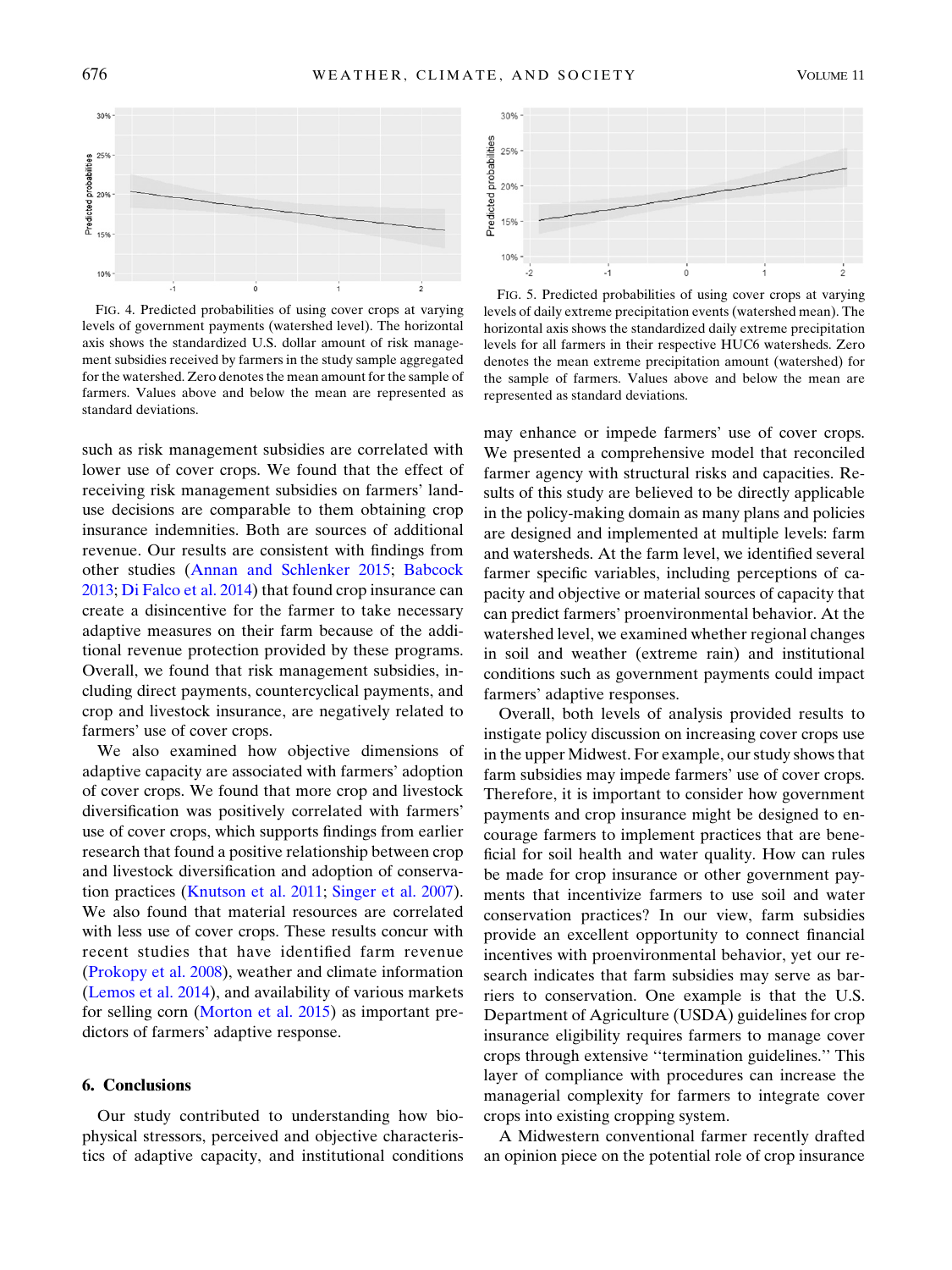Predicted probabilities

30%

25%

20%

15%

10%

-1 0 1 2

FIG. 4. Predicted probabilities of using cover crops at varying levels of government payments (watershed level). The horizontal axis shows the standardized U.S. dollar amount of risk management subsidies received by farmers in the study sample aggregated for the watershed. Zero denotes the mean amount for the sample of farmers. Values above and below the mean are represented as standard deviations.

Predicted probabilities

30%

25%

20%

15%

10%

-2 -1 0 1 2

FIG. 5. Predicted probabilities of using cover crops at varying levels of daily extreme precipitation events (watershed mean). The horizontal axis shows the standardized daily extreme precipitation levels for all farmers in their respective HUC6 watersheds. Zero denotes the mean extreme precipitation amount (watershed) for the sample of farmers. Values above and below the mean are represented as standard deviations.

such as risk management subsidies are correlated with lower use of cover crops. We found that the effect of receiving risk management subsidies on farmers' land-use decisions are comparable to them obtaining crop insurance indemnities. Both are sources of additional revenue. Our results are consistent with findings from other studies (Annan and Schlenker 2015; Babcock 2013; Di Falco et al. 2014) that found crop insurance can create a disincentive for the farmer to take necessary adaptive measures on their farm because of the additional revenue protection provided by these programs. Overall, we found that risk management subsidies, including direct payments, countercyclical payments, and crop and livestock insurance, are negatively related to farmers' use of cover crops.

We also examined how objective dimensions of adaptive capacity are associated with farmers' adoption of cover crops. We found that more crop and livestock diversification was positively correlated with farmers' use of cover crops, which supports findings from earlier research that found a positive relationship between crop and livestock diversification and adoption of conservation practices (Knutson et al. 2011; Singer et al. 2007). We also found that material resources are correlated with less use of cover crops. These results concur with recent studies that have identified farm revenue (Prokopy et al. 2008), weather and climate information (Lemos et al. 2014), and availability of various markets for selling corn (Morton et al. 2015) as important predictors of farmers' adaptive response.

## 6. Conclusions

Our study contributed to understanding how biophysical stressors, perceived and objective characteristics of adaptive capacity, and institutional conditions may enhance or impede farmers' use of cover crops. We presented a comprehensive model that reconciled farmer agency with structural risks and capacities. Results of this study are believed to be directly applicable in the policy-making domain as many plans and policies are designed and implemented at multiple levels: farm and watersheds. At the farm level, we identified several farmer specific variables, including perceptions of capacity and objective or material sources of capacity that can predict farmers' proenvironmental behavior. At the watershed level, we examined whether regional changes in soil and weather (extreme rain) and institutional conditions such as government payments could impact farmers' adaptive responses.

Overall, both levels of analysis provided results to instigate policy discussion on increasing cover crops use in the upper Midwest. For example, our study shows that farm subsidies may impede farmers' use of cover crops. Therefore, it is important to consider how government payments and crop insurance might be designed to encourage farmers to implement practices that are beneficial for soil health and water quality. How can rules be made for crop insurance or other government payments that incentivize farmers to use soil and water conservation practices? In our view, farm subsidies provide an excellent opportunity to connect financial incentives with proenvironmental behavior, yet our research indicates that farm subsidies may serve as barriers to conservation. One example is that the U.S. Department of Agriculture (USDA) guidelines for crop insurance eligibility requires farmers to manage cover crops through extensive ''termination guidelines.'' This layer of compliance with procedures can increase the managerial complexity for farmers to integrate cover crops into existing cropping system.

A Midwestern conventional farmer recently drafted an opinion piece on the potential role of crop insurance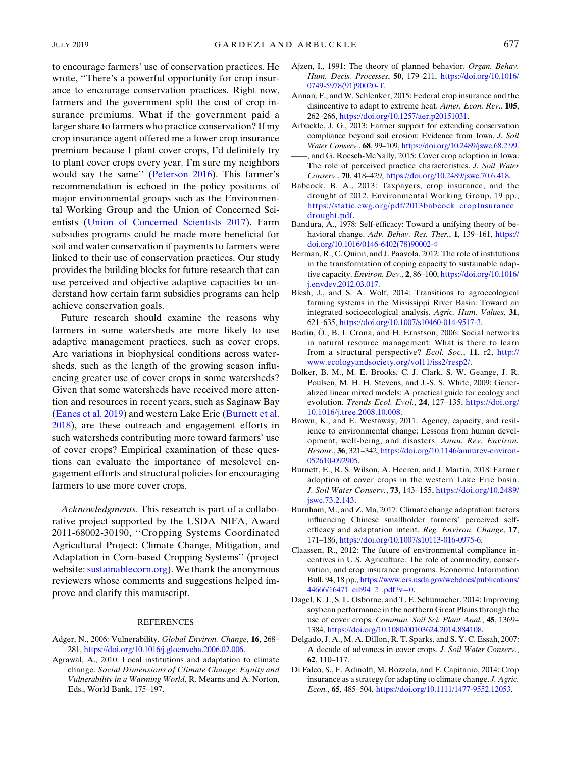to encourage farmers' use of conservation practices. He wrote, ''There's a powerful opportunity for crop insurance to encourage conservation practices. Right now, farmers and the government split the cost of crop insurance premiums. What if the government paid a larger share to farmers who practice conservation? If my crop insurance agent offered me a lower crop insurance premium because I plant cover crops, I'd definitely try to plant cover crops every year. I'm sure my neighbors would say the same'' (Peterson 2016). This farmer's recommendation is echoed in the policy positions of major environmental groups such as the Environmental Working Group and the Union of Concerned Scientists (Union of Concerned Scientists 2017). Farm subsidies programs could be made more beneficial for soil and water conservation if payments to farmers were linked to their use of conservation practices. Our study provides the building blocks for future research that can use perceived and objective adaptive capacities to understand how certain farm subsidies programs can help achieve conservation goals.

Future research should examine the reasons why farmers in some watersheds are more likely to use adaptive management practices, such as cover crops. Are variations in biophysical conditions across watersheds, such as the length of the growing season influencing greater use of cover crops in some watersheds? Given that some watersheds have received more attention and resources in recent years, such as Saginaw Bay (Eanes et al. 2019) and western Lake Erie (Burnett et al. 2018), are these outreach and engagement efforts in such watersheds contributing more toward farmers' use of cover crops? Empirical examination of these questions can evaluate the importance of mesolevel engagement efforts and structural policies for encouraging farmers to use more cover crops.

*Acknowledgments.* This research is part of a collaborative project supported by the USDA–NIFA, Award 2011-68002-30190, ''Cropping Systems Coordinated Agricultural Project: Climate Change, Mitigation, and Adaptation in Corn-based Cropping Systems'' (project website: sustainablecorn.org). We thank the anonymous reviewers whose comments and suggestions helped improve and clarify this manuscript.

## REFERENCES

Adger, N., 2006: Vulnerability. *Global Environ. Change*, **16**, 268–281, https://doi.org/10.1016/j.gloenvcha.2006.02.006.

Agrawal, A., 2010: Local institutions and adaptation to climate change. *Social Dimensions of Climate Change: Equity and Vulnerability in a Warming World*, R. Mearns and A. Norton, Eds., World Bank, 175–197.

Ajzen, I., 1991: The theory of planned behavior. *Organ. Behav. Hum. Decis. Processes*, **50**, 179–211, https://doi.org/10.1016/0749-5978(91)90020-T.

Annan, F., and W. Schlenker, 2015: Federal crop insurance and the disincentive to adapt to extreme heat. *Amer. Econ. Rev.*, **105**, 262–266, https://doi.org/10.1257/aer.p20151031.

Arbuckle, J. G., 2013: Farmer support for extending conservation compliance beyond soil erosion: Evidence from Iowa. *J. Soil Water Conserv.*, **68**, 99–109, https://doi.org/10.2489/jswc.68.2.99.

——, and G. Roesch-McNally, 2015: Cover crop adoption in Iowa: The role of perceived practice characteristics. *J. Soil Water Conserv.*, **70**, 418–429, https://doi.org/10.2489/jswc.70.6.418.

Babcock, B. A., 2013: Taxpayers, crop insurance, and the drought of 2012. Environmental Working Group, 19 pp., https://static.ewg.org/pdf/2013babcock_cropInsurance_drought.pdf.

Bandura, A., 1978: Self-efficacy: Toward a unifying theory of behavioral change. *Adv. Behav. Res. Ther.*, **1**, 139–161, https://doi.org/10.1016/0146-6402(78)90002-4

Berman, R., C. Quinn, and J. Paavola, 2012: The role of institutions in the transformation of coping capacity to sustainable adaptive capacity. *Environ. Dev.*, **2**, 86–100, https://doi.org/10.1016/j.envdev.2012.03.017.

Blesh, J., and S. A. Wolf, 2014: Transitions to agroecological farming systems in the Mississippi River Basin: Toward an integrated socioecological analysis. *Agric. Hum. Values*, **31**, 621–635, https://doi.org/10.1007/s10460-014-9517-3.

Bodin, Ö., B. I. Crona, and H. Ernstson, 2006: Social networks in natural resource management: What is there to learn from a structural perspective? *Ecol. Soc.*, **11**, r2, http://www.ecologyandsociety.org/vol11/iss2/resp2/.

Bolker, B. M., M. E. Brooks, C. J. Clark, S. W. Geange, J. R. Poulsen, M. H. H. Stevens, and J.-S. S. White, 2009: Generalized linear mixed models: A practical guide for ecology and evolution. *Trends Ecol. Evol.*, **24**, 127–135, https://doi.org/10.1016/j.tree.2008.10.008.

Brown, K., and E. Westaway, 2011: Agency, capacity, and resilience to environmental change: Lessons from human development, well-being, and disasters. *Annu. Rev. Environ. Resour.*, **36**, 321–342, https://doi.org/10.1146/annurev-environ-052610-092905.

Burnett, E., R. S. Wilson, A. Heeren, and J. Martin, 2018: Farmer adoption of cover crops in the western Lake Erie basin. *J. Soil Water Conserv.*, **73**, 143–155, https://doi.org/10.2489/jswc.73.2.143.

Burnham, M., and Z. Ma, 2017: Climate change adaptation: factors influencing Chinese smallholder farmers' perceived self-efficacy and adaptation intent. *Reg. Environ. Change*, **17**, 171–186, https://doi.org/10.1007/s10113-016-0975-6.

Claassen, R., 2012: The future of environmental compliance incentives in U.S. Agriculture: The role of commodity, conservation, and crop insurance programs. Economic Information Bull. 94, 18 pp., https://www.ers.usda.gov/webdocs/publications/44666/16471_eib94_2_.pdf?v=0.

Dagel, K. J., S. L. Osborne, and T. E. Schumacher, 2014: Improving soybean performance in the northern Great Plains through the use of cover crops. *Commun. Soil Sci. Plant Anal.*, **45**, 1369–1384, https://doi.org/10.1080/00103624.2014.884108.

Delgado, J. A., M. A. Dillon, R. T. Sparks, and S. Y. C. Essah, 2007: A decade of advances in cover crops. *J. Soil Water Conserv.*, **62**, 110–117.

Di Falco, S., F. Adinolfi, M. Bozzola, and F. Capitanio, 2014: Crop insurance as a strategy for adapting to climate change. *J. Agric. Econ.*, **65**, 485–504, https://doi.org/10.1111/1477-9552.12053.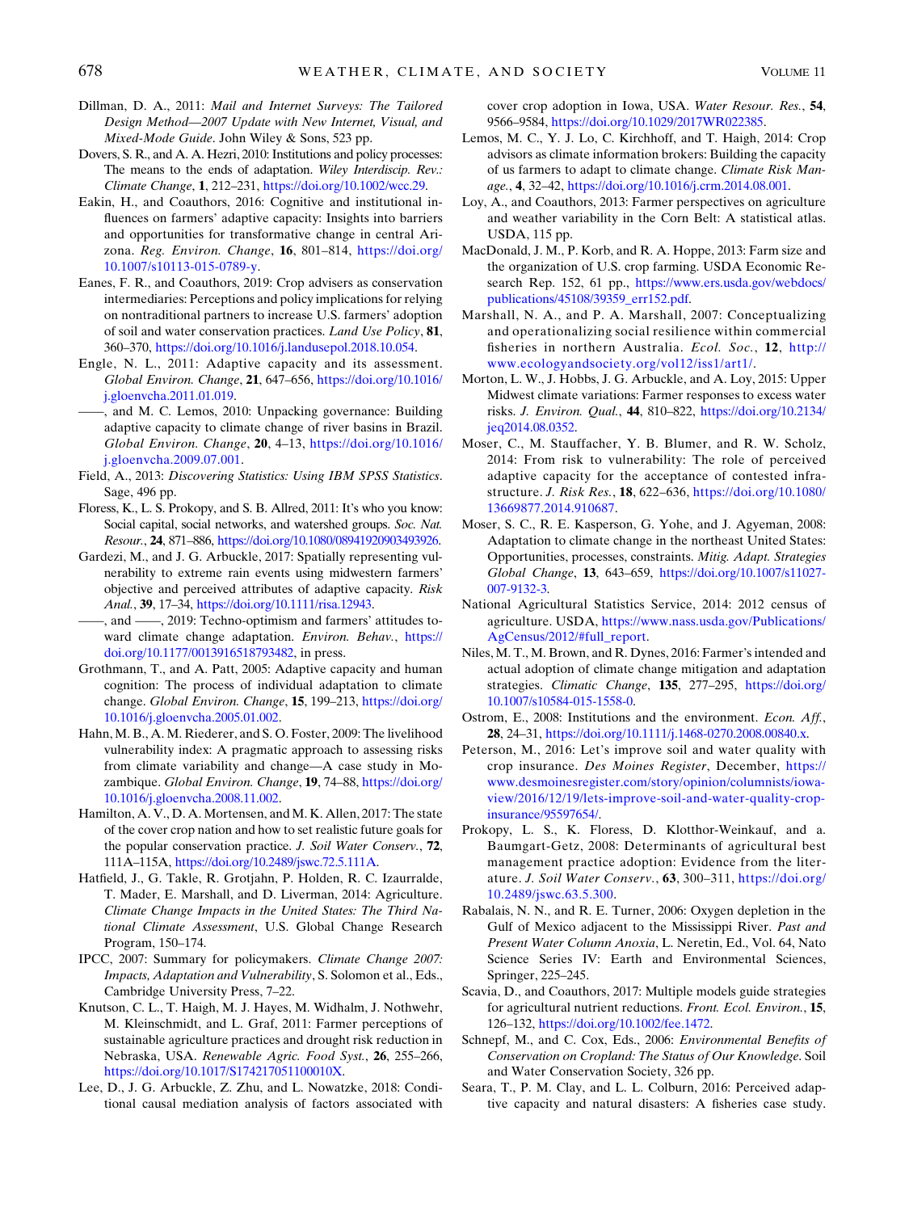Dillman, D. A., 2011: *Mail and Internet Surveys: The Tailored Design Method—2007 Update with New Internet, Visual, and Mixed-Mode Guide*. John Wiley & Sons, 523 pp.

Dovers, S. R., and A. A. Hezri, 2010: Institutions and policy processes: The means to the ends of adaptation. *Wiley Interdiscip. Rev.: Climate Change*, **1**, 212–231, https://doi.org/10.1002/wcc.29.

Eakin, H., and Coauthors, 2016: Cognitive and institutional influences on farmers' adaptive capacity: Insights into barriers and opportunities for transformative change in central Arizona. *Reg. Environ. Change*, **16**, 801–814, https://doi.org/10.1007/s10113-015-0789-y.

Eanes, F. R., and Coauthors, 2019: Crop advisers as conservation intermediaries: Perceptions and policy implications for relying on nontraditional partners to increase U.S. farmers' adoption of soil and water conservation practices. *Land Use Policy*, **81**, 360–370, https://doi.org/10.1016/j.landusepol.2018.10.054.

Engle, N. L., 2011: Adaptive capacity and its assessment. *Global Environ. Change*, **21**, 647–656, https://doi.org/10.1016/j.gloenvcha.2011.01.019.

——, and M. C. Lemos, 2010: Unpacking governance: Building adaptive capacity to climate change of river basins in Brazil. *Global Environ. Change*, **20**, 4–13, https://doi.org/10.1016/j.gloenvcha.2009.07.001.

Field, A., 2013: *Discovering Statistics: Using IBM SPSS Statistics*. Sage, 496 pp.

Floress, K., L. S. Prokopy, and S. B. Allred, 2011: It's who you know: Social capital, social networks, and watershed groups. *Soc. Nat. Resour.*, **24**, 871–886, https://doi.org/10.1080/08941920903493926.

Gardezi, M., and J. G. Arbuckle, 2017: Spatially representing vulnerability to extreme rain events using midwestern farmers' objective and perceived attributes of adaptive capacity. *Risk Anal.*, **39**, 17–34, https://doi.org/10.1111/risa.12943.

——, and ——, 2019: Techno-optimism and farmers' attitudes toward climate change adaptation. *Environ. Behav.*, https://doi.org/10.1177/0013916518793482, in press.

Grothmann, T., and A. Patt, 2005: Adaptive capacity and human cognition: The process of individual adaptation to climate change. *Global Environ. Change*, **15**, 199–213, https://doi.org/10.1016/j.gloenvcha.2005.01.002.

Hahn, M. B., A. M. Riederer, and S. O. Foster, 2009: The livelihood vulnerability index: A pragmatic approach to assessing risks from climate variability and change—A case study in Mozambique. *Global Environ. Change*, **19**, 74–88, https://doi.org/10.1016/j.gloenvcha.2008.11.002.

Hamilton, A. V., D. A. Mortensen, and M. K. Allen, 2017: The state of the cover crop nation and how to set realistic future goals for the popular conservation practice. *J. Soil Water Conserv.*, **72**, 111A–115A, https://doi.org/10.2489/jswc.72.5.111A.

Hatfield, J., G. Takle, R. Grotjahn, P. Holden, R. C. Izaurralde, T. Mader, E. Marshall, and D. Liverman, 2014: Agriculture. *Climate Change Impacts in the United States: The Third National Climate Assessment*, U.S. Global Change Research Program, 150–174.

IPCC, 2007: Summary for policymakers. *Climate Change 2007: Impacts, Adaptation and Vulnerability*, S. Solomon et al., Eds., Cambridge University Press, 7–22.

Knutson, C. L., T. Haigh, M. J. Hayes, M. Widhalm, J. Nothwehr, M. Kleinschmidt, and L. Graf, 2011: Farmer perceptions of sustainable agriculture practices and drought risk reduction in Nebraska, USA. *Renewable Agric. Food Syst.*, **26**, 255–266, https://doi.org/10.1017/S174217051100010X.

Lee, D., J. G. Arbuckle, Z. Zhu, and L. Nowatzke, 2018: Conditional causal mediation analysis of factors associated with cover crop adoption in Iowa, USA. *Water Resour. Res.*, **54**, 9566–9584, https://doi.org/10.1029/2017WR022385.

Lemos, M. C., Y. J. Lo, C. Kirchhoff, and T. Haigh, 2014: Crop advisors as climate information brokers: Building the capacity of us farmers to adapt to climate change. *Climate Risk Manage.*, **4**, 32–42, https://doi.org/10.1016/j.crm.2014.08.001.

Loy, A., and Coauthors, 2013: Farmer perspectives on agriculture and weather variability in the Corn Belt: A statistical atlas. USDA, 115 pp.

MacDonald, J. M., P. Korb, and R. A. Hoppe, 2013: Farm size and the organization of U.S. crop farming. USDA Economic Research Rep. 152, 61 pp., https://www.ers.usda.gov/webdocs/publications/45108/39359_err152.pdf.

Marshall, N. A., and P. A. Marshall, 2007: Conceptualizing and operationalizing social resilience within commercial fisheries in northern Australia. *Ecol. Soc.*, **12**, http://www.ecologyandsociety.org/vol12/iss1/art1/.

Morton, L. W., J. Hobbs, J. G. Arbuckle, and A. Loy, 2015: Upper Midwest climate variations: Farmer responses to excess water risks. *J. Environ. Qual.*, **44**, 810–822, https://doi.org/10.2134/jeq2014.08.0352.

Moser, C., M. Stauffacher, Y. B. Blumer, and R. W. Scholz, 2014: From risk to vulnerability: The role of perceived adaptive capacity for the acceptance of contested infrastructure. *J. Risk Res.*, **18**, 622–636, https://doi.org/10.1080/13669877.2014.910687.

Moser, S. C., R. E. Kasperson, G. Yohe, and J. Agyeman, 2008: Adaptation to climate change in the northeast United States: Opportunities, processes, constraints. *Mitig. Adapt. Strategies Global Change*, **13**, 643–659, https://doi.org/10.1007/s11027-007-9132-3.

National Agricultural Statistics Service, 2014: 2012 census of agriculture. USDA, https://www.nass.usda.gov/Publications/AgCensus/2012/#full_report.

Niles, M. T., M. Brown, and R. Dynes, 2016: Farmer's intended and actual adoption of climate change mitigation and adaptation strategies. *Climatic Change*, **135**, 277–295, https://doi.org/10.1007/s10584-015-1558-0.

Ostrom, E., 2008: Institutions and the environment. *Econ. Aff.*, **28**, 24–31, https://doi.org/10.1111/j.1468-0270.2008.00840.x.

Peterson, M., 2016: Let's improve soil and water quality with crop insurance. *Des Moines Register*, December, https://www.desmoinesregister.com/story/opinion/columnists/iowa-view/2016/12/19/lets-improve-soil-and-water-quality-crop-insurance/95597654/.

Prokopy, L. S., K. Floress, D. Klotthor-Weinkauf, and a. Baumgart-Getz, 2008: Determinants of agricultural best management practice adoption: Evidence from the literature. *J. Soil Water Conserv.*, **63**, 300–311, https://doi.org/10.2489/jswc.63.5.300.

Rabalais, N. N., and R. E. Turner, 2006: Oxygen depletion in the Gulf of Mexico adjacent to the Mississippi River. *Past and Present Water Column Anoxia*, L. Neretin, Ed., Vol. 64, Nato Science Series IV: Earth and Environmental Sciences, Springer, 225–245.

Scavia, D., and Coauthors, 2017: Multiple models guide strategies for agricultural nutrient reductions. *Front. Ecol. Environ.*, **15**, 126–132, https://doi.org/10.1002/fee.1472.

Schnepf, M., and C. Cox, Eds., 2006: *Environmental Benefits of Conservation on Cropland: The Status of Our Knowledge*. Soil and Water Conservation Society, 326 pp.

Seara, T., P. M. Clay, and L. L. Colburn, 2016: Perceived adaptive capacity and natural disasters: A fisheries case study.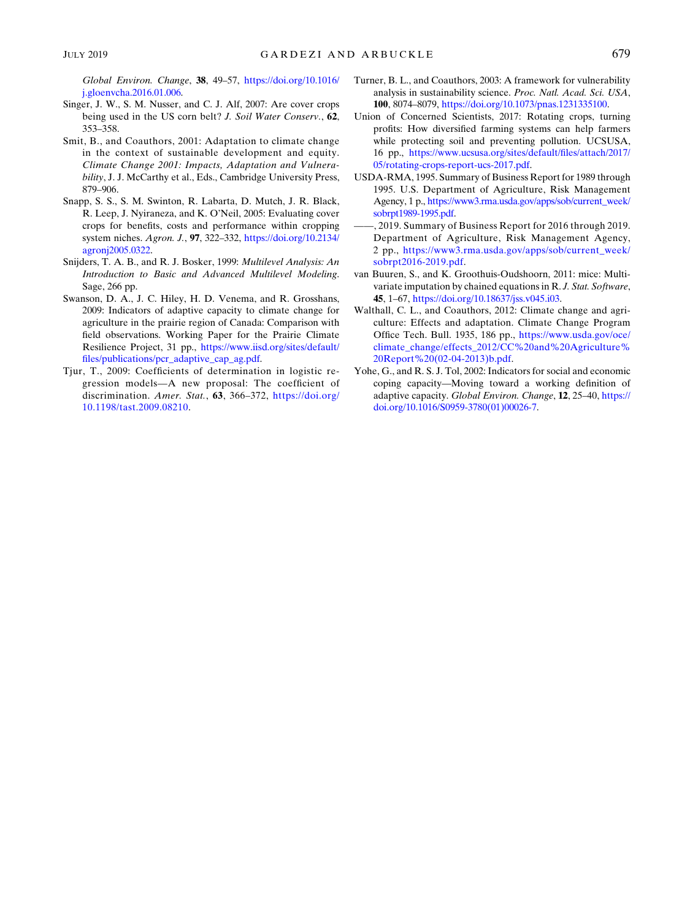*Global Environ. Change*, **38**, 49–57, https://doi.org/10.1016/j.gloenvcha.2016.01.006.

Singer, J. W., S. M. Nusser, and C. J. Alf, 2007: Are cover crops being used in the US corn belt? *J. Soil Water Conserv.*, **62**, 353–358.

Smit, B., and Coauthors, 2001: Adaptation to climate change in the context of sustainable development and equity. *Climate Change 2001: Impacts, Adaptation and Vulnerability*, J. J. McCarthy et al., Eds., Cambridge University Press, 879–906.

Snapp, S. S., S. M. Swinton, R. Labarta, D. Mutch, J. R. Black, R. Leep, J. Nyiraneza, and K. O'Neil, 2005: Evaluating cover crops for benefits, costs and performance within cropping system niches. *Agron. J.*, **97**, 322–332, https://doi.org/10.2134/agronj2005.0322.

Snijders, T. A. B., and R. J. Bosker, 1999: *Multilevel Analysis: An Introduction to Basic and Advanced Multilevel Modeling*. Sage, 266 pp.

Swanson, D. A., J. C. Hiley, H. D. Venema, and R. Grosshans, 2009: Indicators of adaptive capacity to climate change for agriculture in the prairie region of Canada: Comparison with field observations. Working Paper for the Prairie Climate Resilience Project, 31 pp., https://www.iisd.org/sites/default/files/publications/pcr_adaptive_cap_ag.pdf.

Tjur, T., 2009: Coefficients of determination in logistic regression models—A new proposal: The coefficient of discrimination. *Amer. Stat.*, **63**, 366–372, https://doi.org/10.1198/tast.2009.08210.

Turner, B. L., and Coauthors, 2003: A framework for vulnerability analysis in sustainability science. *Proc. Natl. Acad. Sci. USA*, **100**, 8074–8079, https://doi.org/10.1073/pnas.1231335100.

Union of Concerned Scientists, 2017: Rotating crops, turning profits: How diversified farming systems can help farmers while protecting soil and preventing pollution. UCSUSA, 16 pp., https://www.ucsusa.org/sites/default/files/attach/2017/05/rotating-crops-report-ucs-2017.pdf.

USDA-RMA, 1995. Summary of Business Report for 1989 through 1995. U.S. Department of Agriculture, Risk Management Agency, 1 p., https://www3.rma.usda.gov/apps/sob/current_week/sobrpt1989-1995.pdf.

——, 2019. Summary of Business Report for 2016 through 2019. Department of Agriculture, Risk Management Agency, 2 pp., https://www3.rma.usda.gov/apps/sob/current_week/sobrpt2016-2019.pdf.

van Buuren, S., and K. Groothuis-Oudshoorn, 2011: mice: Multivariate imputation by chained equations in R. *J. Stat. Software*, **45**, 1–67, https://doi.org/10.18637/jss.v045.i03.

Walthall, C. L., and Coauthors, 2012: Climate change and agriculture: Effects and adaptation. Climate Change Program Office Tech. Bull. 1935, 186 pp., https://www.usda.gov/oce/climate_change/effects_2012/CC%20and%20Agriculture%20Report%20(02-04-2013)b.pdf.

Yohe, G., and R. S. J. Tol, 2002: Indicators for social and economic coping capacity—Moving toward a working definition of adaptive capacity. *Global Environ. Change*, **12**, 25–40, https://doi.org/10.1016/S0959-3780(01)00026-7.